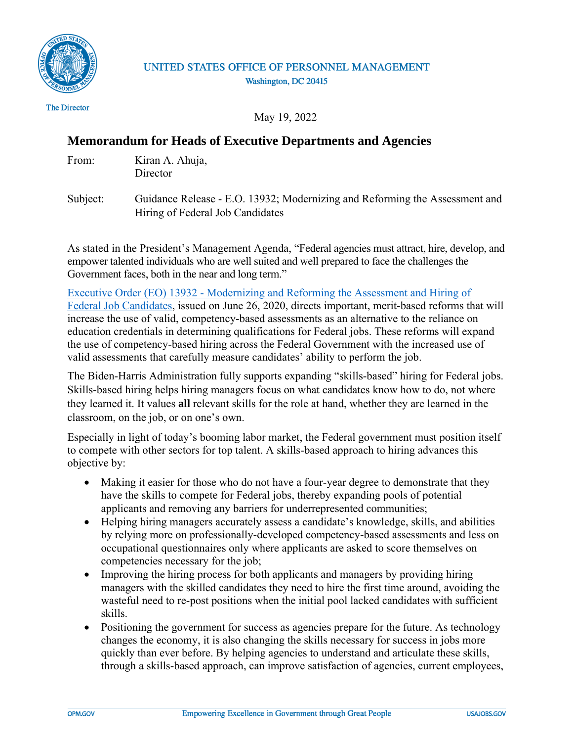UNITED STATES OFFICE OF PERSONNEL MANAGEMENT
Washington, DC 20415

The Director

May 19, 2022

## Memorandum for Heads of Executive Departments and Agencies

From: Kiran A. Ahuja,
Director

Subject: Guidance Release - E.O. 13932; Modernizing and Reforming the Assessment and Hiring of Federal Job Candidates

As stated in the President's Management Agenda, "Federal agencies must attract, hire, develop, and empower talented individuals who are well suited and well prepared to face the challenges the Government faces, both in the near and long term."

[Executive Order (EO) 13932 - Modernizing and Reforming the Assessment and Hiring of Federal Job Candidates](), issued on June 26, 2020, directs important, merit-based reforms that will increase the use of valid, competency-based assessments as an alternative to the reliance on education credentials in determining qualifications for Federal jobs. These reforms will expand the use of competency-based hiring across the Federal Government with the increased use of valid assessments that carefully measure candidates' ability to perform the job.

The Biden-Harris Administration fully supports expanding "skills-based" hiring for Federal jobs. Skills-based hiring helps hiring managers focus on what candidates know how to do, not where they learned it. It values **all** relevant skills for the role at hand, whether they are learned in the classroom, on the job, or on one's own.

Especially in light of today's booming labor market, the Federal government must position itself to compete with other sectors for top talent. A skills-based approach to hiring advances this objective by:

- Making it easier for those who do not have a four-year degree to demonstrate that they have the skills to compete for Federal jobs, thereby expanding pools of potential applicants and removing any barriers for underrepresented communities;
- Helping hiring managers accurately assess a candidate's knowledge, skills, and abilities by relying more on professionally-developed competency-based assessments and less on occupational questionnaires only where applicants are asked to score themselves on competencies necessary for the job;
- Improving the hiring process for both applicants and managers by providing hiring managers with the skilled candidates they need to hire the first time around, avoiding the wasteful need to re-post positions when the initial pool lacked candidates with sufficient skills.
- Positioning the government for success as agencies prepare for the future. As technology changes the economy, it is also changing the skills necessary for success in jobs more quickly than ever before. By helping agencies to understand and articulate these skills, through a skills-based approach, can improve satisfaction of agencies, current employees,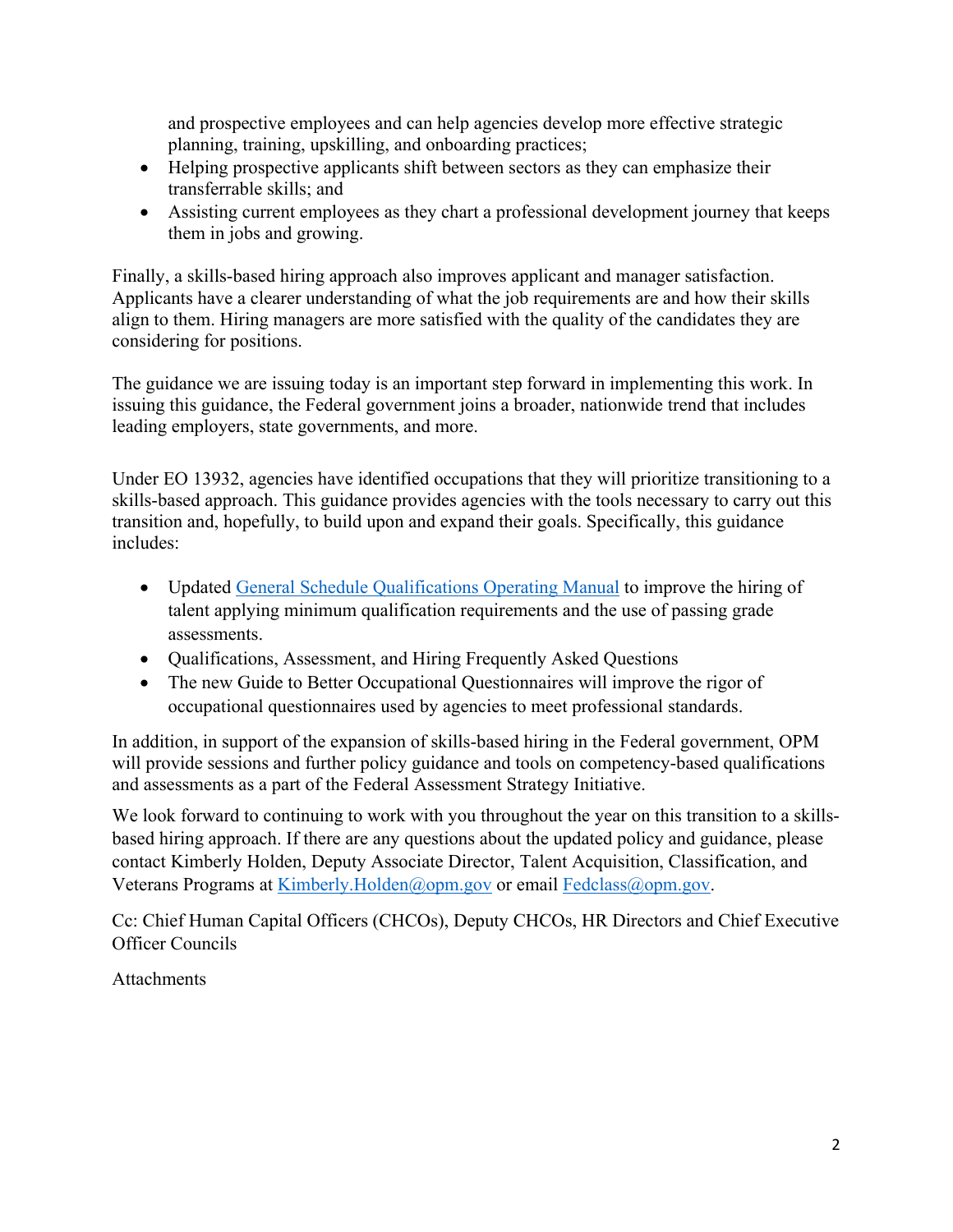and prospective employees and can help agencies develop more effective strategic planning, training, upskilling, and onboarding practices;

- Helping prospective applicants shift between sectors as they can emphasize their transferrable skills; and
- Assisting current employees as they chart a professional development journey that keeps them in jobs and growing.

Finally, a skills-based hiring approach also improves applicant and manager satisfaction. Applicants have a clearer understanding of what the job requirements are and how their skills align to them. Hiring managers are more satisfied with the quality of the candidates they are considering for positions.

The guidance we are issuing today is an important step forward in implementing this work. In issuing this guidance, the Federal government joins a broader, nationwide trend that includes leading employers, state governments, and more.

Under EO 13932, agencies have identified occupations that they will prioritize transitioning to a skills-based approach. This guidance provides agencies with the tools necessary to carry out this transition and, hopefully, to build upon and expand their goals. Specifically, this guidance includes:

- Updated [General Schedule Qualifications Operating Manual]() to improve the hiring of talent applying minimum qualification requirements and the use of passing grade assessments.
- Qualifications, Assessment, and Hiring Frequently Asked Questions
- The new Guide to Better Occupational Questionnaires will improve the rigor of occupational questionnaires used by agencies to meet professional standards.

In addition, in support of the expansion of skills-based hiring in the Federal government, OPM will provide sessions and further policy guidance and tools on competency-based qualifications and assessments as a part of the Federal Assessment Strategy Initiative.

We look forward to continuing to work with you throughout the year on this transition to a skills-based hiring approach. If there are any questions about the updated policy and guidance, please contact Kimberly Holden, Deputy Associate Director, Talent Acquisition, Classification, and Veterans Programs at Kimberly.Holden@opm.gov or email Fedclass@opm.gov.

Cc: Chief Human Capital Officers (CHCOs), Deputy CHCOs, HR Directors and Chief Executive Officer Councils

Attachments